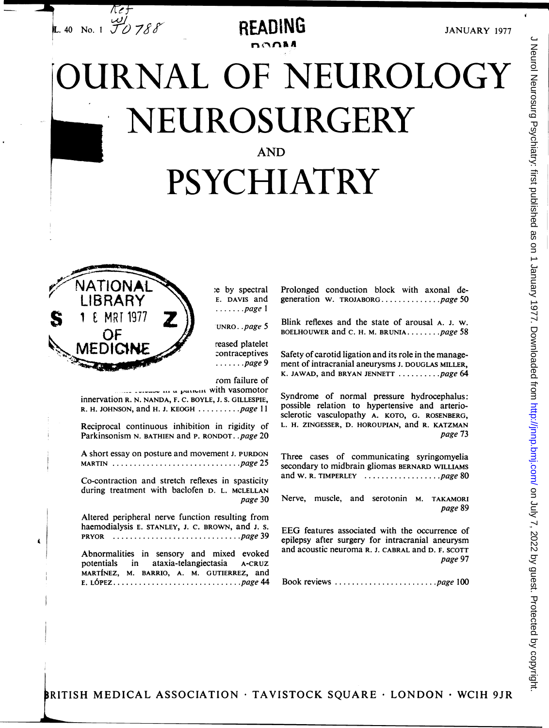# JOURNAL OF NEUROLOGY NEUROSURGERY AND PSYCHIATRY

READING ROOM

VOL. 40 No. 1 JANUARY 1977

...e by spectral ... E. DAVIS and ... page 1

...UNRO..page 5

...reased platelet ...contraceptives ... page 9

...rom failure of ... with vasomotor innervation R. N. NANDA, F. C. BOYLE, J. S. GILLESPIE, R. H. JOHNSON, and H. J. KEOGH ......... page 11

Reciprocal continuous inhibition in rigidity of Parkinsonism N. BATHIEN and P. RONDOT..page 20

A short essay on posture and movement J. PURDON MARTIN ............................. page 25

Co-contraction and stretch reflexes in spasticity during treatment with baclofen D. L. MCLELLAN page 30

Altered peripheral nerve function resulting from haemodialysis E. STANLEY, J. C. BROWN, and J. S. PRYOR ............................. page 39

Abnormalities in sensory and mixed evoked potentials in ataxia-telangiectasia A-CRUZ MARTÍNEZ, M. BARRIO, A. M. GUTIERREZ, and E. LÓPEZ............................. page 44

Prolonged conduction block with axonal degeneration W. TROJABORG............. page 50

Blink reflexes and the state of arousal A. J. W. BOELHOUWER and C. H. M. BRUNIA........ page 58

Safety of carotid ligation and its role in the management of intracranial aneurysms J. DOUGLAS MILLER, K. JAWAD, and BRYAN JENNETT ......... page 64

Syndrome of normal pressure hydrocephalus: possible relation to hypertensive and arteriosclerotic vasculopathy A. KOTO, G. ROSENBERG, L. H. ZINGESSER, D. HOROUPIAN, and R. KATZMAN page 73

Three cases of communicating syringomyelia secondary to midbrain gliomas BERNARD WILLIAMS and W. R. TIMPERLEY ................. page 80

Nerve, muscle, and serotonin M. TAKAMORI page 89

EEG features associated with the occurrence of epilepsy after surgery for intracranial aneurysm and acoustic neuroma R. J. CABRAL and D. F. SCOTT page 97

Book reviews ........................ page 100

BRITISH MEDICAL ASSOCIATION · TAVISTOCK SQUARE · LONDON · WC1H 9JR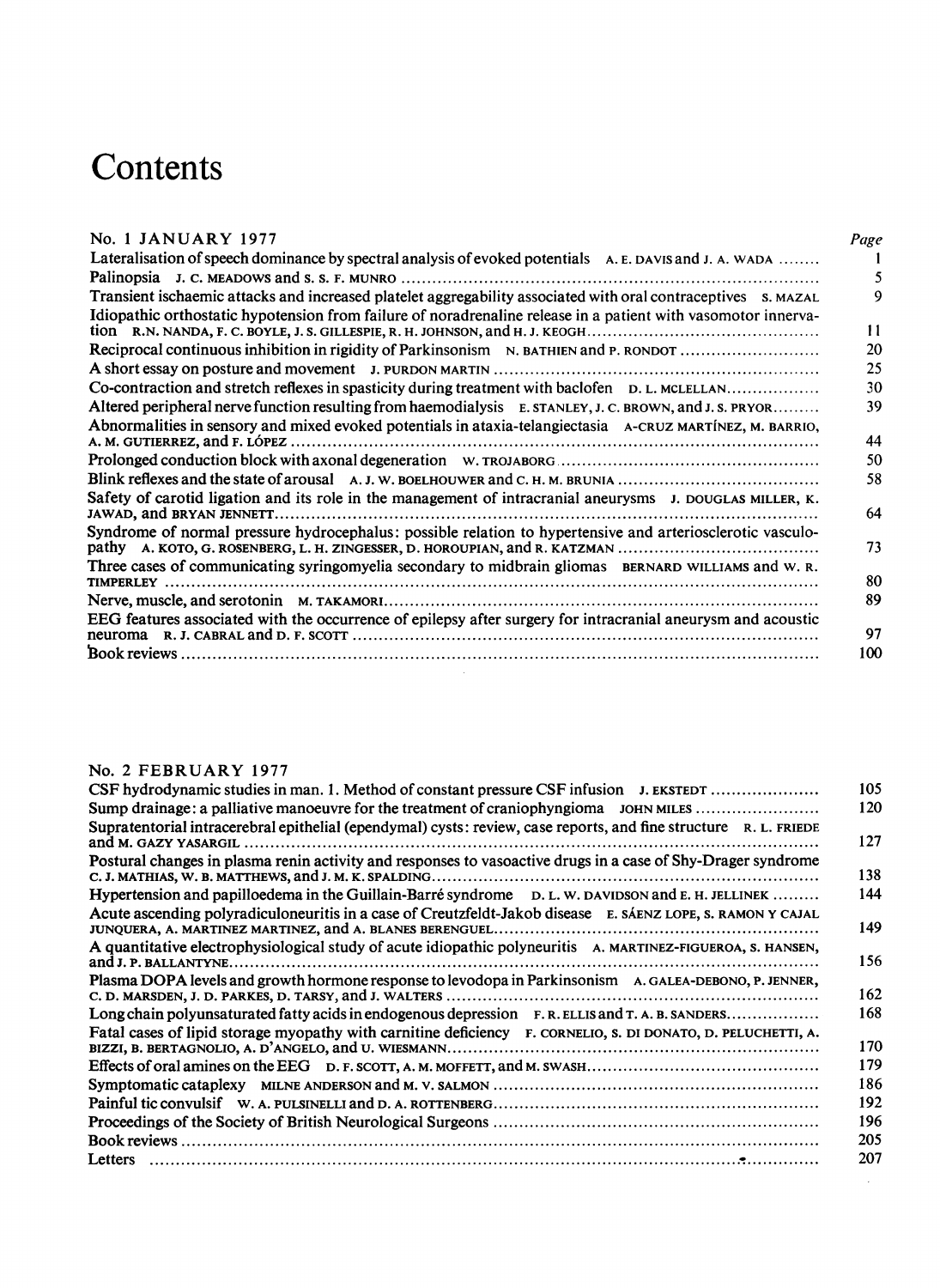# Contents

## No. 1 JANUARY 1977

| | Page |
|---|---|
| Lateralisation of speech dominance by spectral analysis of evoked potentials A. E. DAVIS and J. A. WADA | 1 |
| Palinopsia J. C. MEADOWS and S. S. F. MUNRO | 5 |
| Transient ischaemic attacks and increased platelet aggregability associated with oral contraceptives S. MAZAL | 9 |
| Idiopathic orthostatic hypotension from failure of noradrenaline release in a patient with vasomotor innervation R.N. NANDA, F. C. BOYLE, J. S. GILLESPIE, R. H. JOHNSON, and H. J. KEOGH | 11 |
| Reciprocal continuous inhibition in rigidity of Parkinsonism N. BATHIEN and P. RONDOT | 20 |
| A short essay on posture and movement J. PURDON MARTIN | 25 |
| Co-contraction and stretch reflexes in spasticity during treatment with baclofen D. L. MCLELLAN | 30 |
| Altered peripheral nerve function resulting from haemodialysis E. STANLEY, J. C. BROWN, and J. S. PRYOR | 39 |
| Abnormalities in sensory and mixed evoked potentials in ataxia-telangiectasia A-CRUZ MARTÍNEZ, M. BARRIO, A. M. GUTIERREZ, and F. LÓPEZ | 44 |
| Prolonged conduction block with axonal degeneration W. TROJABORG | 50 |
| Blink reflexes and the state of arousal A. J. W. BOELHOUWER and C. H. M. BRUNIA | 58 |
| Safety of carotid ligation and its role in the management of intracranial aneurysms J. DOUGLAS MILLER, K. JAWAD, and BRYAN JENNETT | 64 |
| Syndrome of normal pressure hydrocephalus: possible relation to hypertensive and arteriosclerotic vasculopathy A. KOTO, G. ROSENBERG, L. H. ZINGESSER, D. HOROUPIAN, and R. KATZMAN | 73 |
| Three cases of communicating syringomyelia secondary to midbrain gliomas BERNARD WILLIAMS and W. R. TIMPERLEY | 80 |
| Nerve, muscle, and serotonin M. TAKAMORI | 89 |
| EEG features associated with the occurrence of epilepsy after surgery for intracranial aneurysm and acoustic neuroma R. J. CABRAL and D. F. SCOTT | 97 |
| Book reviews | 100 |

## No. 2 FEBRUARY 1977

| | |
|---|---|
| CSF hydrodynamic studies in man. 1. Method of constant pressure CSF infusion J. EKSTEDT | 105 |
| Sump drainage: a palliative manoeuvre for the treatment of craniophyngioma JOHN MILES | 120 |
| Supratentorial intracerebral epithelial (ependymal) cysts: review, case reports, and fine structure R. L. FRIEDE and M. GAZY YASARGIL | 127 |
| Postural changes in plasma renin activity and responses to vasoactive drugs in a case of Shy-Drager syndrome C. J. MATHIAS, W. B. MATTHEWS, and J. M. K. SPALDING | 138 |
| Hypertension and papilloedema in the Guillain-Barré syndrome D. L. W. DAVIDSON and E. H. JELLINEK | 144 |
| Acute ascending polyradiculoneuritis in a case of Creutzfeldt-Jakob disease E. SÁENZ LOPE, S. RAMON Y CAJAL JUNQUERA, A. MARTINEZ MARTINEZ, and A. BLANES BERENGUEL | 149 |
| A quantitative electrophysiological study of acute idiopathic polyneuritis A. MARTINEZ-FIGUEROA, S. HANSEN, and J. P. BALLANTYNE | 156 |
| Plasma DOPA levels and growth hormone response to levodopa in Parkinsonism A. GALEA-DEBONO, P. JENNER, C. D. MARSDEN, J. D. PARKES, D. TARSY, and J. WALTERS | 162 |
| Long chain polyunsaturated fatty acids in endogenous depression F. R. ELLIS and T. A. B. SANDERS | 168 |
| Fatal cases of lipid storage myopathy with carnitine deficiency F. CORNELIO, S. DI DONATO, D. PELUCHETTI, A. BIZZI, B. BERTAGNOLIO, A. D'ANGELO, and U. WIESMANN | 170 |
| Effects of oral amines on the EEG D. F. SCOTT, A. M. MOFFETT, and M. SWASH | 179 |
| Symptomatic cataplexy MILNE ANDERSON and M. V. SALMON | 186 |
| Painful tic convulsif W. A. PULSINELLI and D. A. ROTTENBERG | 192 |
| Proceedings of the Society of British Neurological Surgeons | 196 |
| Book reviews | 205 |
| Letters | 207 |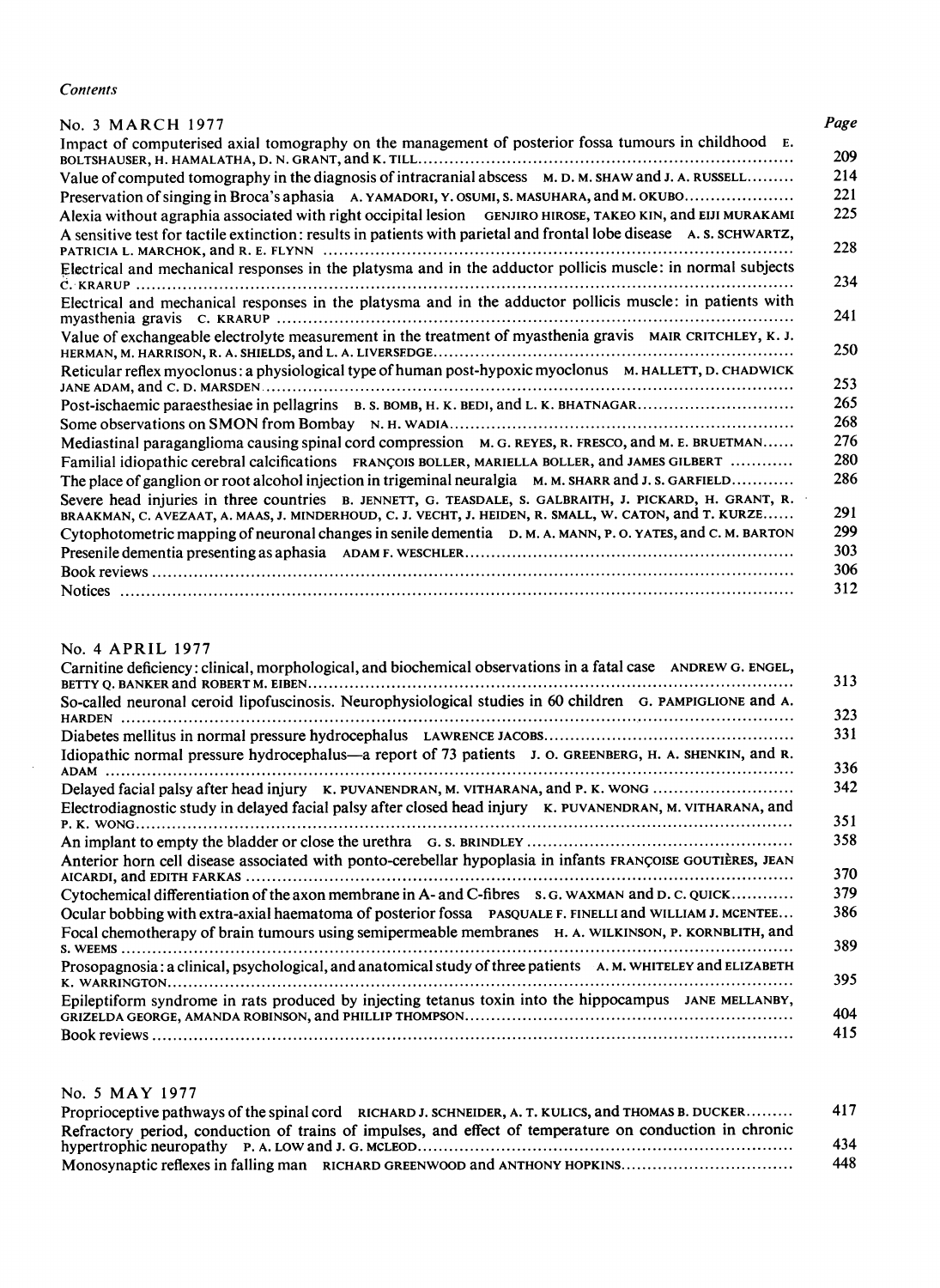*Contents*

## No. 3 MARCH 1977

| | Page |
|---|---|
| Impact of computerised axial tomography on the management of posterior fossa tumours in childhood E. BOLTSHAUSER, H. HAMALATHA, D. N. GRANT, and K. TILL | 209 |
| Value of computed tomography in the diagnosis of intracranial abscess M. D. M. SHAW and J. A. RUSSELL | 214 |
| Preservation of singing in Broca's aphasia A. YAMADORI, Y. OSUMI, S. MASUHARA, and M. OKUBO | 221 |
| Alexia without agraphia associated with right occipital lesion GENJIRO HIROSE, TAKEO KIN, and EIJI MURAKAMI | 225 |
| A sensitive test for tactile extinction: results in patients with parietal and frontal lobe disease A. S. SCHWARTZ, PATRICIA L. MARCHOK, and R. E. FLYNN | 228 |
| Electrical and mechanical responses in the platysma and in the adductor pollicis muscle: in normal subjects C. KRARUP | 234 |
| Electrical and mechanical responses in the platysma and in the adductor pollicis muscle: in patients with myasthenia gravis C. KRARUP | 241 |
| Value of exchangeable electrolyte measurement in the treatment of myasthenia gravis MAIR CRITCHLEY, K. J. HERMAN, M. HARRISON, R. A. SHIELDS, and L. A. LIVERSEDGE | 250 |
| Reticular reflex myoclonus: a physiological type of human post-hypoxic myoclonus M. HALLETT, D. CHADWICK JANE ADAM, and C. D. MARSDEN | 253 |
| Post-ischaemic paraesthesiae in pellagrins B. S. BOMB, H. K. BEDI, and L. K. BHATNAGAR | 265 |
| Some observations on SMON from Bombay N. H. WADIA | 268 |
| Mediastinal paraganglioma causing spinal cord compression M. G. REYES, R. FRESCO, and M. E. BRUETMAN | 276 |
| Familial idiopathic cerebral calcifications FRANÇOIS BOLLER, MARIELLA BOLLER, and JAMES GILBERT | 280 |
| The place of ganglion or root alcohol injection in trigeminal neuralgia M. M. SHARR and J. S. GARFIELD | 286 |
| Severe head injuries in three countries B. JENNETT, G. TEASDALE, S. GALBRAITH, J. PICKARD, H. GRANT, R. BRAAKMAN, C. AVEZAAT, A. MAAS, J. MINDERHOUD, C. J. VECHT, J. HEIDEN, R. SMALL, W. CATON, and T. KURZE | 291 |
| Cytophotometric mapping of neuronal changes in senile dementia D. M. A. MANN, P. O. YATES, and C. M. BARTON | 299 |
| Presenile dementia presenting as aphasia ADAM F. WESCHLER | 303 |
| Book reviews | 306 |
| Notices | 312 |

## No. 4 APRIL 1977

| | |
|---|---|
| Carnitine deficiency: clinical, morphological, and biochemical observations in a fatal case ANDREW G. ENGEL, BETTY Q. BANKER and ROBERT M. EIBEN | 313 |
| So-called neuronal ceroid lipofuscinosis. Neurophysiological studies in 60 children G. PAMPIGLIONE and A. HARDEN | 323 |
| Diabetes mellitus in normal pressure hydrocephalus LAWRENCE JACOBS | 331 |
| Idiopathic normal pressure hydrocephalus—a report of 73 patients J. O. GREENBERG, H. A. SHENKIN, and R. ADAM | 336 |
| Delayed facial palsy after head injury K. PUVANENDRAN, M. VITHARANA, and P. K. WONG | 342 |
| Electrodiagnostic study in delayed facial palsy after closed head injury K. PUVANENDRAN, M. VITHARANA, and P. K. WONG | 351 |
| An implant to empty the bladder or close the urethra G. S. BRINDLEY | 358 |
| Anterior horn cell disease associated with ponto-cerebellar hypoplasia in infants FRANÇOISE GOUTIÈRES, JEAN AICARDI, and EDITH FARKAS | 370 |
| Cytochemical differentiation of the axon membrane in A- and C-fibres S. G. WAXMAN and D. C. QUICK | 379 |
| Ocular bobbing with extra-axial haematoma of posterior fossa PASQUALE F. FINELLI and WILLIAM J. MCENTEE | 386 |
| Focal chemotherapy of brain tumours using semipermeable membranes H. A. WILKINSON, P. KORNBLITH, and S. WEEMS | 389 |
| Prosopagnosia: a clinical, psychological, and anatomical study of three patients A. M. WHITELEY and ELIZABETH K. WARRINGTON | 395 |
| Epileptiform syndrome in rats produced by injecting tetanus toxin into the hippocampus JANE MELLANBY, GRIZELDA GEORGE, AMANDA ROBINSON, and PHILLIP THOMPSON | 404 |
| Book reviews | 415 |

## No. 5 MAY 1977

| | |
|---|---|
| Proprioceptive pathways of the spinal cord RICHARD J. SCHNEIDER, A. T. KULICS, and THOMAS B. DUCKER | 417 |
| Refractory period, conduction of trains of impulses, and effect of temperature on conduction in chronic hypertrophic neuropathy P. A. LOW and J. G. MCLEOD | 434 |
| Monosynaptic reflexes in falling man RICHARD GREENWOOD and ANTHONY HOPKINS | 448 |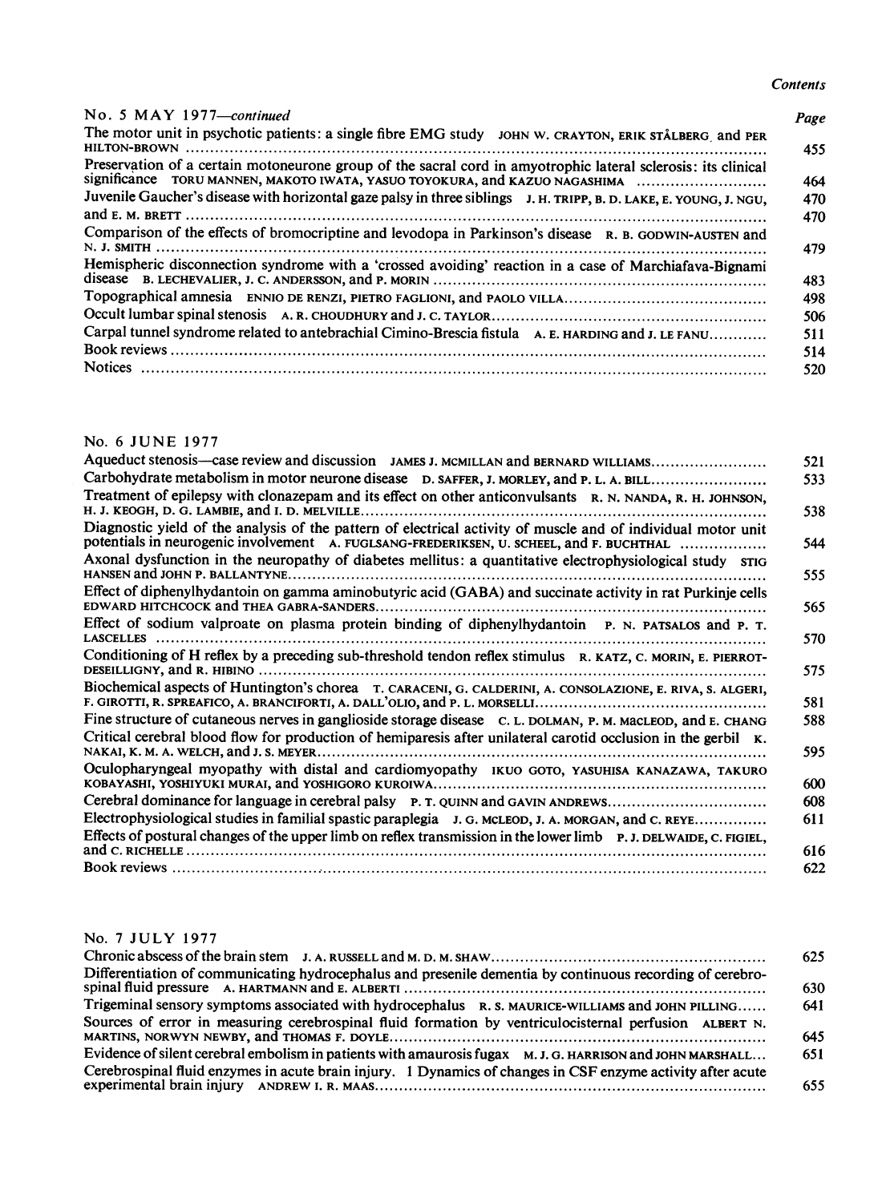## No. 5 MAY 1977—*continued*

| | Page |
|---|---|
| The motor unit in psychotic patients: a single fibre EMG study JOHN W. CRAYTON, ERIK STÅLBERG and PER HILTON-BROWN | 455 |
| Preservation of a certain motoneurone group of the sacral cord in amyotrophic lateral sclerosis: its clinical significance TORU MANNEN, MAKOTO IWATA, YASUO TOYOKURA, and KAZUO NAGASHIMA | 464 |
| Juvenile Gaucher's disease with horizontal gaze palsy in three siblings J. H. TRIPP, B. D. LAKE, E. YOUNG, J. NGU, and E. M. BRETT | 470 |
| Comparison of the effects of bromocriptine and levodopa in Parkinson's disease R. B. GODWIN-AUSTEN and N. J. SMITH | 479 |
| Hemispheric disconnection syndrome with a 'crossed avoiding' reaction in a case of Marchiafava-Bignami disease B. LECHEVALIER, J. C. ANDERSSON, and P. MORIN | 483 |
| Topographical amnesia ENNIO DE RENZI, PIETRO FAGLIONI, and PAOLO VILLA | 498 |
| Occult lumbar spinal stenosis A. R. CHOUDHURY and J. C. TAYLOR | 506 |
| Carpal tunnel syndrome related to antebrachial Cimino-Brescia fistula A. E. HARDING and J. LE FANU | 511 |
| Book reviews | 514 |
| Notices | 520 |

## No. 6 JUNE 1977

| | |
|---|---|
| Aqueduct stenosis—case review and discussion JAMES J. MCMILLAN and BERNARD WILLIAMS | 521 |
| Carbohydrate metabolism in motor neurone disease D. SAFFER, J. MORLEY, and P. L. A. BILL | 533 |
| Treatment of epilepsy with clonazepam and its effect on other anticonvulsants R. N. NANDA, R. H. JOHNSON, H. J. KEOGH, D. G. LAMBIE, and I. D. MELVILLE | 538 |
| Diagnostic yield of the analysis of the pattern of electrical activity of muscle and of individual motor unit potentials in neurogenic involvement A. FUGLSANG-FREDERIKSEN, U. SCHEEL, and F. BUCHTHAL | 544 |
| Axonal dysfunction in the neuropathy of diabetes mellitus: a quantitative electrophysiological study STIG HANSEN and JOHN P. BALLANTYNE | 555 |
| Effect of diphenylhydantoin on gamma aminobutyric acid (GABA) and succinate activity in rat Purkinje cells EDWARD HITCHCOCK and THEA GABRA-SANDERS | 565 |
| Effect of sodium valproate on plasma protein binding of diphenylhydantoin P. N. PATSALOS and P. T. LASCELLES | 570 |
| Conditioning of H reflex by a preceding sub-threshold tendon reflex stimulus R. KATZ, C. MORIN, E. PIERROT-DESEILLIGNY, and R. HIBINO | 575 |
| Biochemical aspects of Huntington's chorea T. CARACENI, G. CALDERINI, A. CONSOLAZIONE, E. RIVA, S. ALGERI, F. GIROTTI, R. SPREAFICO, A. BRANCIFORTI, A. DALL'OLIO, and P. L. MORSELLI | 581 |
| Fine structure of cutaneous nerves in ganglioside storage disease C. L. DOLMAN, P. M. MACLEOD, and E. CHANG | 588 |
| Critical cerebral blood flow for production of hemiparesis after unilateral carotid occlusion in the gerbil K. NAKAI, K. M. A. WELCH, and J. S. MEYER | 595 |
| Oculopharyngeal myopathy with distal and cardiomyopathy IKUO GOTO, YASUHISA KANAZAWA, TAKURO KOBAYASHI, YOSHIYUKI MURAI, and YOSHIGORO KUROIWA | 600 |
| Cerebral dominance for language in cerebral palsy P. T. QUINN and GAVIN ANDREWS | 608 |
| Electrophysiological studies in familial spastic paraplegia J. G. MCLEOD, J. A. MORGAN, and C. REYE | 611 |
| Effects of postural changes of the upper limb on reflex transmission in the lower limb P. J. DELWAIDE, C. FIGIEL, and C. RICHELLE | 616 |
| Book reviews | 622 |

## No. 7 JULY 1977

| | |
|---|---|
| Chronic abscess of the brain stem J. A. RUSSELL and M. D. M. SHAW | 625 |
| Differentiation of communicating hydrocephalus and presenile dementia by continuous recording of cerebrospinal fluid pressure A. HARTMANN and E. ALBERTI | 630 |
| Trigeminal sensory symptoms associated with hydrocephalus R. S. MAURICE-WILLIAMS and JOHN PILLING | 641 |
| Sources of error in measuring cerebrospinal fluid formation by ventriculocisternal perfusion ALBERT N. MARTINS, NORWYN NEWBY, and THOMAS F. DOYLE | 645 |
| Evidence of silent cerebral embolism in patients with amaurosis fugax M. J. G. HARRISON and JOHN MARSHALL | 651 |
| Cerebrospinal fluid enzymes in acute brain injury. 1 Dynamics of changes in CSF enzyme activity after acute experimental brain injury ANDREW I. R. MAAS | 655 |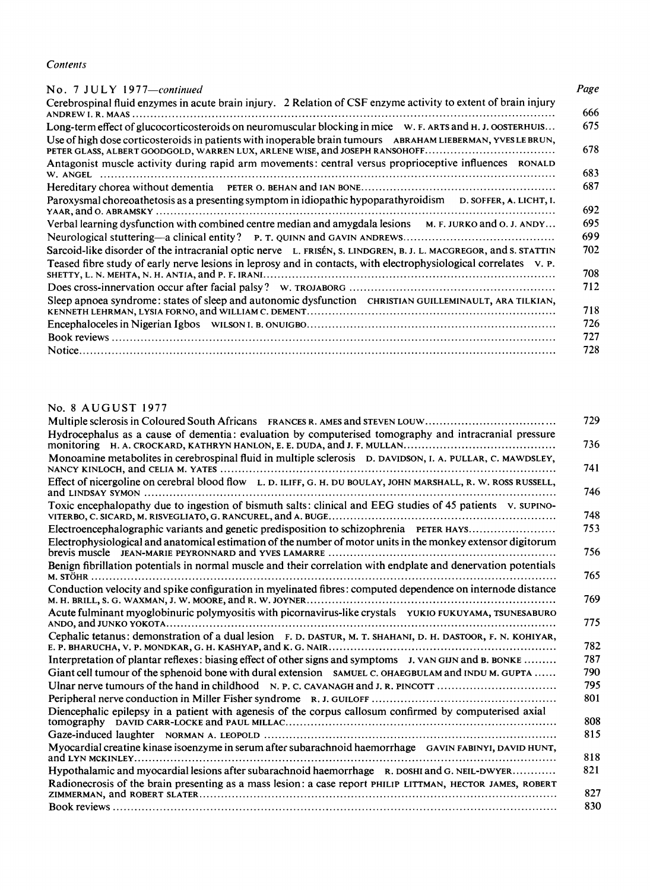*Contents*

## No. 7 JULY 1977—*continued*

| | Page |
|---|---|
| Cerebrospinal fluid enzymes in acute brain injury. 2 Relation of CSF enzyme activity to extent of brain injury ANDREW I. R. MAAS | 666 |
| Long-term effect of glucocorticosteroids on neuromuscular blocking in mice W. F. ARTS and H. J. OOSTERHUIS | 675 |
| Use of high dose corticosteroids in patients with inoperable brain tumours ABRAHAM LIEBERMAN, YVES LE BRUN, PETER GLASS, ALBERT GOODGOLD, WARREN LUX, ARLENE WISE, and JOSEPH RANSOHOFF | 678 |
| Antagonist muscle activity during rapid arm movements: central versus proprioceptive influences RONALD W. ANGEL | 683 |
| Hereditary chorea without dementia PETER O. BEHAN and IAN BONE | 687 |
| Paroxysmal choreoathetosis as a presenting symptom in idiopathic hypoparathyroidism D. SOFFER, A. LICHT, I. YAAR, and O. ABRAMSKY | 692 |
| Verbal learning dysfunction with combined centre median and amygdala lesions M. F. JURKO and O. J. ANDY | 695 |
| Neurological stuttering—a clinical entity? P. T. QUINN and GAVIN ANDREWS | 699 |
| Sarcoid-like disorder of the intracranial optic nerve L. FRISÉN, S. LINDGREN, B. J. L. MACGREGOR, and S. STATTIN | 702 |
| Teased fibre study of early nerve lesions in leprosy and in contacts, with electrophysiological correlates V. P. SHETTY, L. N. MEHTA, N. H. ANTIA, and P. F. IRANI | 708 |
| Does cross-innervation occur after facial palsy? W. TROJABORG | 712 |
| Sleep apnoea syndrome: states of sleep and autonomic dysfunction CHRISTIAN GUILLEMINAULT, ARA TILKIAN, KENNETH LEHRMAN, LYSIA FORNO, and WILLIAM C. DEMENT | 718 |
| Encephaloceles in Nigerian Igbos WILSON I. B. ONUIGBO | 726 |
| Book reviews | 727 |
| Notice | 728 |

## No. 8 AUGUST 1977

| | |
|---|---|
| Multiple sclerosis in Coloured South Africans FRANCES R. AMES and STEVEN LOUW | 729 |
| Hydrocephalus as a cause of dementia: evaluation by computerised tomography and intracranial pressure monitoring H. A. CROCKARD, KATHRYN HANLON, E. E. DUDA, and J. F. MULLAN | 736 |
| Monoamine metabolites in cerebrospinal fluid in multiple sclerosis D. DAVIDSON, I. A. PULLAR, C. MAWDSLEY, NANCY KINLOCH, and CELIA M. YATES | 741 |
| Effect of nicergoline on cerebral blood flow L. D. ILIFF, G. H. DU BOULAY, JOHN MARSHALL, R. W. ROSS RUSSELL, and LINDSAY SYMON | 746 |
| Toxic encephalopathy due to ingestion of bismuth salts: clinical and EEG studies of 45 patients V. SUPINO-VITERBO, C. SICARD, M. RISVEGLIATO, G. RANCUREL, and A. BUGE | 748 |
| Electroencephalographic variants and genetic predisposition to schizophrenia PETER HAYS | 753 |
| Electrophysiological and anatomical estimation of the number of motor units in the monkey extensor digitorum brevis muscle JEAN-MARIE PEYRONNARD and YVES LAMARRE | 756 |
| Benign fibrillation potentials in normal muscle and their correlation with endplate and denervation potentials M. STÖHR | 765 |
| Conduction velocity and spike configuration in myelinated fibres: computed dependence on internode distance M. H. BRILL, S. G. WAXMAN, J. W. MOORE, and R. W. JOYNER | 769 |
| Acute fulminant myoglobinuric polymyositis with picornavirus-like crystals YUKIO FUKUYAMA, TSUNESABURO ANDO, and JUNKO YOKOTA | 775 |
| Cephalic tetanus: demonstration of a dual lesion F. D. DASTUR, M. T. SHAHANI, D. H. DASTOOR, F. N. KOHIYAR, E. P. BHARUCHA, V. P. MONDKAR, G. H. KASHYAP, and K. G. NAIR | 782 |
| Interpretation of plantar reflexes: biasing effect of other signs and symptoms J. VAN GIJN and B. BONKE | 787 |
| Giant cell tumour of the sphenoid bone with dural extension SAMUEL C. OHAEGBULAM and INDU M. GUPTA | 790 |
| Ulnar nerve tumours of the hand in childhood N. P. C. CAVANAGH and J. R. PINCOTT | 795 |
| Peripheral nerve conduction in Miller Fisher syndrome R. J. GUILOFF | 801 |
| Diencephalic epilepsy in a patient with agenesis of the corpus callosum confirmed by computerised axial tomography DAVID CARR-LOCKE and PAUL MILLAC | 808 |
| Gaze-induced laughter NORMAN A. LEOPOLD | 815 |
| Myocardial creatine kinase isoenzyme in serum after subarachnoid haemorrhage GAVIN FABINYI, DAVID HUNT, and LYN MCKINLEY | 818 |
| Hypothalamic and myocardial lesions after subarachnoid haemorrhage R. DOSHI and G. NEIL-DWYER | 821 |
| Radionecrosis of the brain presenting as a mass lesion: a case report PHILIP LITTMAN, HECTOR JAMES, ROBERT ZIMMERMAN, and ROBERT SLATER | 827 |
| Book reviews | 830 |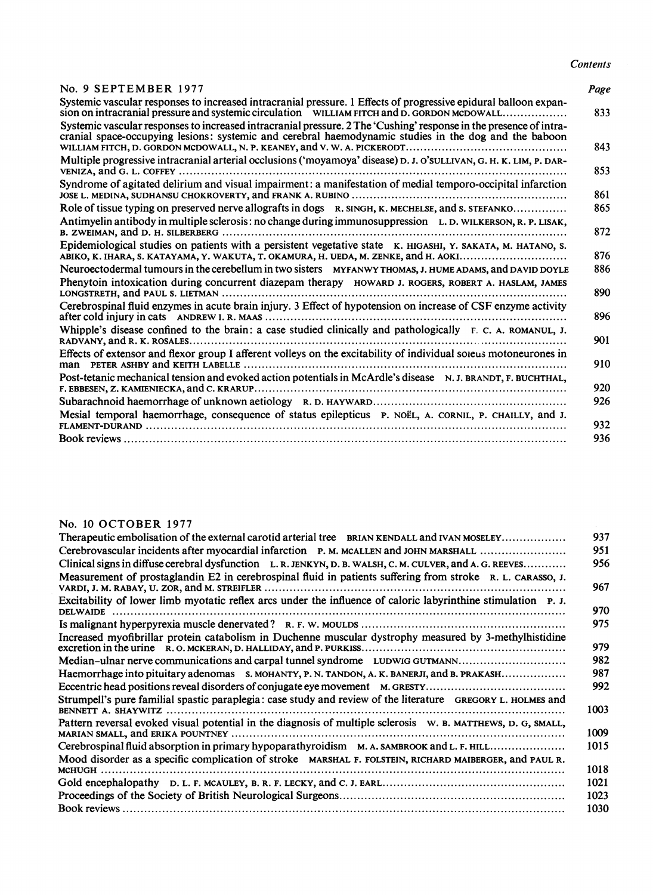*Contents*

## No. 9 SEPTEMBER 1977

| | Page |
|---|---|
| Systemic vascular responses to increased intracranial pressure. 1 Effects of progressive epidural balloon expansion on intracranial pressure and systemic circulation WILLIAM FITCH and D. GORDON MCDOWALL | 833 |
| Systemic vascular responses to increased intracranial pressure. 2 The 'Cushing' response in the presence of intracranial space-occupying lesions: systemic and cerebral haemodynamic studies in the dog and the baboon WILLIAM FITCH, D. GORDON MCDOWALL, N. P. KEANEY, and V. W. A. PICKERODT | 843 |
| Multiple progressive intracranial arterial occlusions ('moyamoya' disease) D. J. O'SULLIVAN, G. H. K. LIM, P. DARVENIZA, and G. L. COFFEY | 853 |
| Syndrome of agitated delirium and visual impairment: a manifestation of medial temporo-occipital infarction JOSE L. MEDINA, SUDHANSU CHOKROVERTY, and FRANK A. RUBINO | 861 |
| Role of tissue typing on preserved nerve allografts in dogs R. SINGH, K. MECHELSE, and S. STEFANKO | 865 |
| Antimyelin antibody in multiple sclerosis: no change during immunosuppression L. D. WILKERSON, R. P. LISAK, B. ZWEIMAN, and D. H. SILBERBERG | 872 |
| Epidemiological studies on patients with a persistent vegetative state K. HIGASHI, Y. SAKATA, M. HATANO, S. ABIKO, K. IHARA, S. KATAYAMA, Y. WAKUTA, T. OKAMURA, H. UEDA, M. ZENKE, and H. AOKI | 876 |
| Neuroectodermal tumours in the cerebellum in two sisters MYFANWY THOMAS, J. HUME ADAMS, and DAVID DOYLE | 886 |
| Phenytoin intoxication during concurrent diazepam therapy HOWARD J. ROGERS, ROBERT A. HASLAM, JAMES LONGSTRETH, and PAUL S. LIETMAN | 890 |
| Cerebrospinal fluid enzymes in acute brain injury. 3 Effect of hypotension on increase of CSF enzyme activity after cold injury in cats ANDREW I. R. MAAS | 896 |
| Whipple's disease confined to the brain: a case studied clinically and pathologically F. C. A. ROMANUL, J. RADVANY, and R. K. ROSALES | 901 |
| Effects of extensor and flexor group I afferent volleys on the excitability of individual soleus motoneurones in man PETER ASHBY and KEITH LABELLE | 910 |
| Post-tetanic mechanical tension and evoked action potentials in McArdle's disease N. J. BRANDT, F. BUCHTHAL, F. EBBESEN, Z. KAMIENIECKA, and C. KRARUP | 920 |
| Subarachnoid haemorrhage of unknown aetiology R. D. HAYWARD | 926 |
| Mesial temporal haemorrhage, consequence of status epilepticus P. NOËL, A. CORNIL, P. CHAILLY, and J. FLAMENT-DURAND | 932 |
| Book reviews | 936 |

## No. 10 OCTOBER 1977

| | Page |
|---|---|
| Therapeutic embolisation of the external carotid arterial tree BRIAN KENDALL and IVAN MOSELEY | 937 |
| Cerebrovascular incidents after myocardial infarction P. M. MCALLEN and JOHN MARSHALL | 951 |
| Clinical signs in diffuse cerebral dysfunction L. R. JENKYN, D. B. WALSH, C. M. CULVER, and A. G. REEVES | 956 |
| Measurement of prostaglandin E2 in cerebrospinal fluid in patients suffering from stroke R. L. CARASSO, J. VARDI, J. M. RABAY, U. ZOR, and M. STREIFLER | 967 |
| Excitability of lower limb myotatic reflex arcs under the influence of caloric labyrinthine stimulation P. J. DELWAIDE | 970 |
| Is malignant hyperpyrexia muscle denervated? R. F. W. MOULDS | 975 |
| Increased myofibrillar protein catabolism in Duchenne muscular dystrophy measured by 3-methylhistidine excretion in the urine R. O. MCKERAN, D. HALLIDAY, and P. PURKISS | 979 |
| Median–ulnar nerve communications and carpal tunnel syndrome LUDWIG GUTMANN | 982 |
| Haemorrhage into pituitary adenomas S. MOHANTY, P. N. TANDON, A. K. BANERJI, and B. PRAKASH | 987 |
| Eccentric head positions reveal disorders of conjugate eye movement M. GRESTY | 992 |
| Strumpell's pure familial spastic paraplegia: case study and review of the literature GREGORY L. HOLMES and BENNETT A. SHAYWITZ | 1003 |
| Pattern reversal evoked visual potential in the diagnosis of multiple sclerosis W. B. MATTHEWS, D. G, SMALL, MARIAN SMALL, and ERIKA POUNTNEY | 1009 |
| Cerebrospinal fluid absorption in primary hypoparathyroidism M. A. SAMBROOK and L. F. HILL | 1015 |
| Mood disorder as a specific complication of stroke MARSHAL F. FOLSTEIN, RICHARD MAIBERGER, and PAUL R. MCHUGH | 1018 |
| Gold encephalopathy D. L. F. MCAULEY, B. R. F. LECKY, and C. J. EARL | 1021 |
| Proceedings of the Society of British Neurological Surgeons | 1023 |
| Book reviews | 1030 |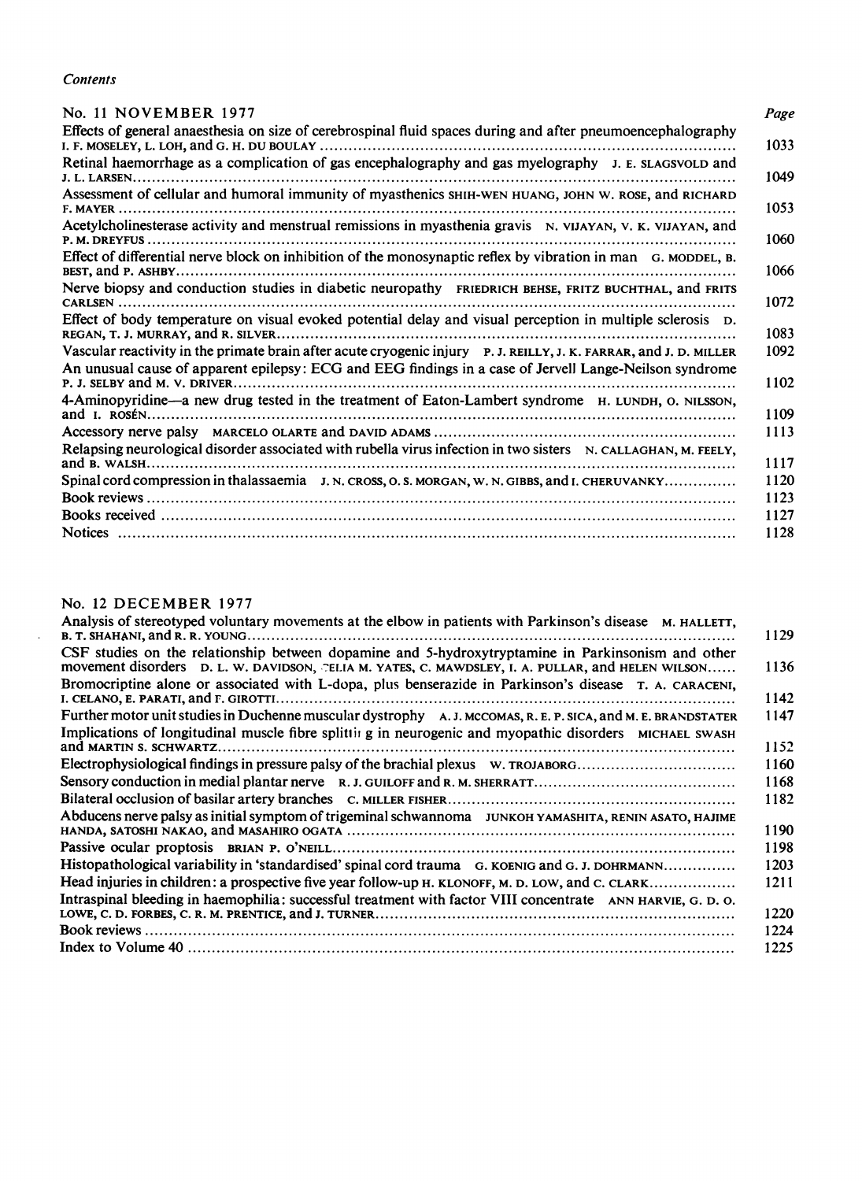*Contents*

| No. 11 NOVEMBER 1977 | *Page* |
|---|---|
| Effects of general anaesthesia on size of cerebrospinal fluid spaces during and after pneumoencephalography I. F. MOSELEY, L. LOH, and G. H. DU BOULAY | 1033 |
| Retinal haemorrhage as a complication of gas encephalography and gas myelography J. E. SLAGSVOLD and J. L. LARSEN | 1049 |
| Assessment of cellular and humoral immunity of myasthenics SHIH-WEN HUANG, JOHN W. ROSE, and RICHARD F. MAYER | 1053 |
| Acetylcholinesterase activity and menstrual remissions in myasthenia gravis N. VIJAYAN, V. K. VIJAYAN, and P. M. DREYFUS | 1060 |
| Effect of differential nerve block on inhibition of the monosynaptic reflex by vibration in man G. MODDEL, B. BEST, and P. ASHBY | 1066 |
| Nerve biopsy and conduction studies in diabetic neuropathy FRIEDRICH BEHSE, FRITZ BUCHTHAL, and FRITS CARLSEN | 1072 |
| Effect of body temperature on visual evoked potential delay and visual perception in multiple sclerosis D. REGAN, T. J. MURRAY, and R. SILVER | 1083 |
| Vascular reactivity in the primate brain after acute cryogenic injury P. J. REILLY, J. K. FARRAR, and J. D. MILLER | 1092 |
| An unusual cause of apparent epilepsy: ECG and EEG findings in a case of Jervell Lange-Neilson syndrome P. J. SELBY and M. V. DRIVER | 1102 |
| 4-Aminopyridine—a new drug tested in the treatment of Eaton-Lambert syndrome H. LUNDH, O. NILSSON, and I. ROSÉN | 1109 |
| Accessory nerve palsy MARCELO OLARTE and DAVID ADAMS | 1113 |
| Relapsing neurological disorder associated with rubella virus infection in two sisters N. CALLAGHAN, M. FEELY, and B. WALSH | 1117 |
| Spinal cord compression in thalassaemia J. N. CROSS, O. S. MORGAN, W. N. GIBBS, and I. CHERUVANKY | 1120 |
| Book reviews | 1123 |
| Books received | 1127 |
| Notices | 1128 |

| No. 12 DECEMBER 1977 | |
|---|---|
| Analysis of stereotyped voluntary movements at the elbow in patients with Parkinson's disease M. HALLETT, B. T. SHAHANI, and R. R. YOUNG | 1129 |
| CSF studies on the relationship between dopamine and 5-hydroxytryptamine in Parkinsonism and other movement disorders D. L. W. DAVIDSON, CELIA M. YATES, C. MAWDSLEY, I. A. PULLAR, and HELEN WILSON | 1136 |
| Bromocriptine alone or associated with L-dopa, plus benserazide in Parkinson's disease T. A. CARACENI, I. CELANO, E. PARATI, and F. GIROTTI | 1142 |
| Further motor unit studies in Duchenne muscular dystrophy A. J. MCCOMAS, R. E. P. SICA, and M. E. BRANDSTATER | 1147 |
| Implications of longitudinal muscle fibre splitting in neurogenic and myopathic disorders MICHAEL SWASH and MARTIN S. SCHWARTZ | 1152 |
| Electrophysiological findings in pressure palsy of the brachial plexus W. TROJABORG | 1160 |
| Sensory conduction in medial plantar nerve R. J. GUILOFF and R. M. SHERRATT | 1168 |
| Bilateral occlusion of basilar artery branches C. MILLER FISHER | 1182 |
| Abducens nerve palsy as initial symptom of trigeminal schwannoma JUNKOH YAMASHITA, RENIN ASATO, HAJIME HANDA, SATOSHI NAKAO, and MASAHIRO OGATA | 1190 |
| Passive ocular proptosis BRIAN P. O'NEILL | 1198 |
| Histopathological variability in 'standardised' spinal cord trauma G. KOENIG and G. J. DOHRMANN | 1203 |
| Head injuries in children: a prospective five year follow-up H. KLONOFF, M. D. LOW, and C. CLARK | 1211 |
| Intraspinal bleeding in haemophilia: successful treatment with factor VIII concentrate ANN HARVIE, G. D. O. LOWE, C. D. FORBES, C. R. M. PRENTICE, and J. TURNER | 1220 |
| Book reviews | 1224 |
| Index to Volume 40 | 1225 |